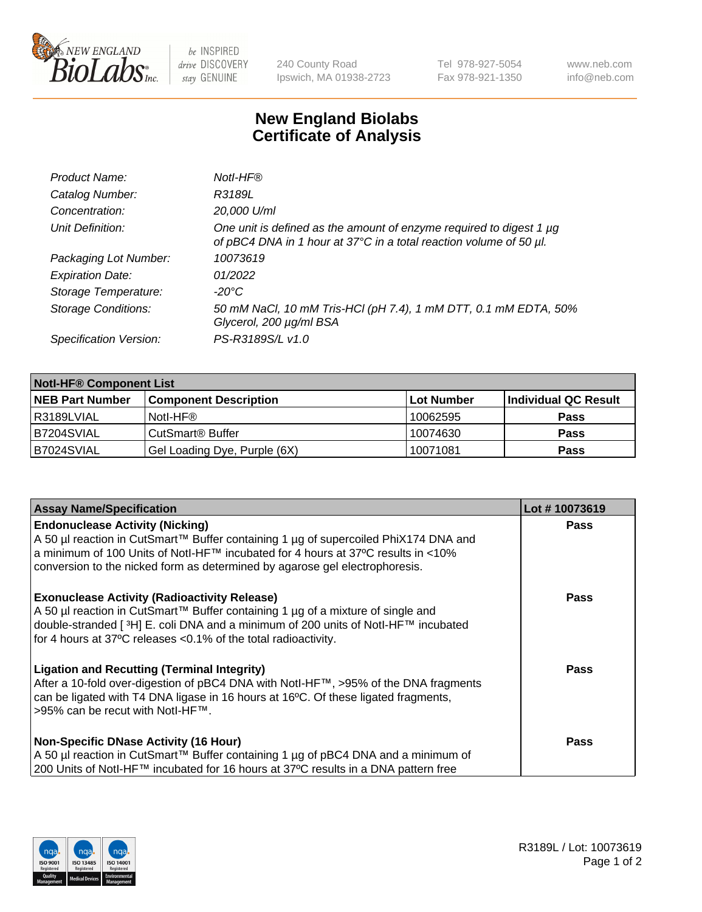240 County Road
Ipswich, MA 01938-2723

Tel 978-927-5054
Fax 978-921-1350

www.neb.com
info@neb.com

# New England Biolabs
# Certificate of Analysis

| | |
|---|---|
| *Product Name:* | *NotI-HF®* |
| *Catalog Number:* | *R3189L* |
| *Concentration:* | *20,000 U/ml* |
| *Unit Definition:* | *One unit is defined as the amount of enzyme required to digest 1 µg of pBC4 DNA in 1 hour at 37°C in a total reaction volume of 50 µl.* |
| *Packaging Lot Number:* | *10073619* |
| *Expiration Date:* | *01/2022* |
| *Storage Temperature:* | *-20°C* |
| *Storage Conditions:* | *50 mM NaCl, 10 mM Tris-HCl (pH 7.4), 1 mM DTT, 0.1 mM EDTA, 50% Glycerol, 200 µg/ml BSA* |
| *Specification Version:* | *PS-R3189S/L v1.0* |

| NotI-HF® Component List | | | |
|---|---|---|---|
| **NEB Part Number** | **Component Description** | **Lot Number** | **Individual QC Result** |
| R3189LVIAL | NotI-HF® | 10062595 | **Pass** |
| B7204SVIAL | CutSmart® Buffer | 10074630 | **Pass** |
| B7024SVIAL | Gel Loading Dye, Purple (6X) | 10071081 | **Pass** |

| Assay Name/Specification | Lot # 10073619 |
|---|---|
| **Endonuclease Activity (Nicking)**<br>A 50 µl reaction in CutSmart™ Buffer containing 1 µg of supercoiled PhiX174 DNA and a minimum of 100 Units of NotI-HF™ incubated for 4 hours at 37ºC results in <10% conversion to the nicked form as determined by agarose gel electrophoresis. | **Pass** |
| **Exonuclease Activity (Radioactivity Release)**<br>A 50 µl reaction in CutSmart™ Buffer containing 1 µg of a mixture of single and double-stranded [ $^{3}$H] E. coli DNA and a minimum of 200 units of NotI-HF™ incubated for 4 hours at 37ºC releases <0.1% of the total radioactivity. | **Pass** |
| **Ligation and Recutting (Terminal Integrity)**<br>After a 10-fold over-digestion of pBC4 DNA with NotI-HF™, >95% of the DNA fragments can be ligated with T4 DNA ligase in 16 hours at 16ºC. Of these ligated fragments, >95% can be recut with NotI-HF™. | **Pass** |
| **Non-Specific DNase Activity (16 Hour)**<br>A 50 µl reaction in CutSmart™ Buffer containing 1 µg of pBC4 DNA and a minimum of 200 Units of NotI-HF™ incubated for 16 hours at 37ºC results in a DNA pattern free | **Pass** |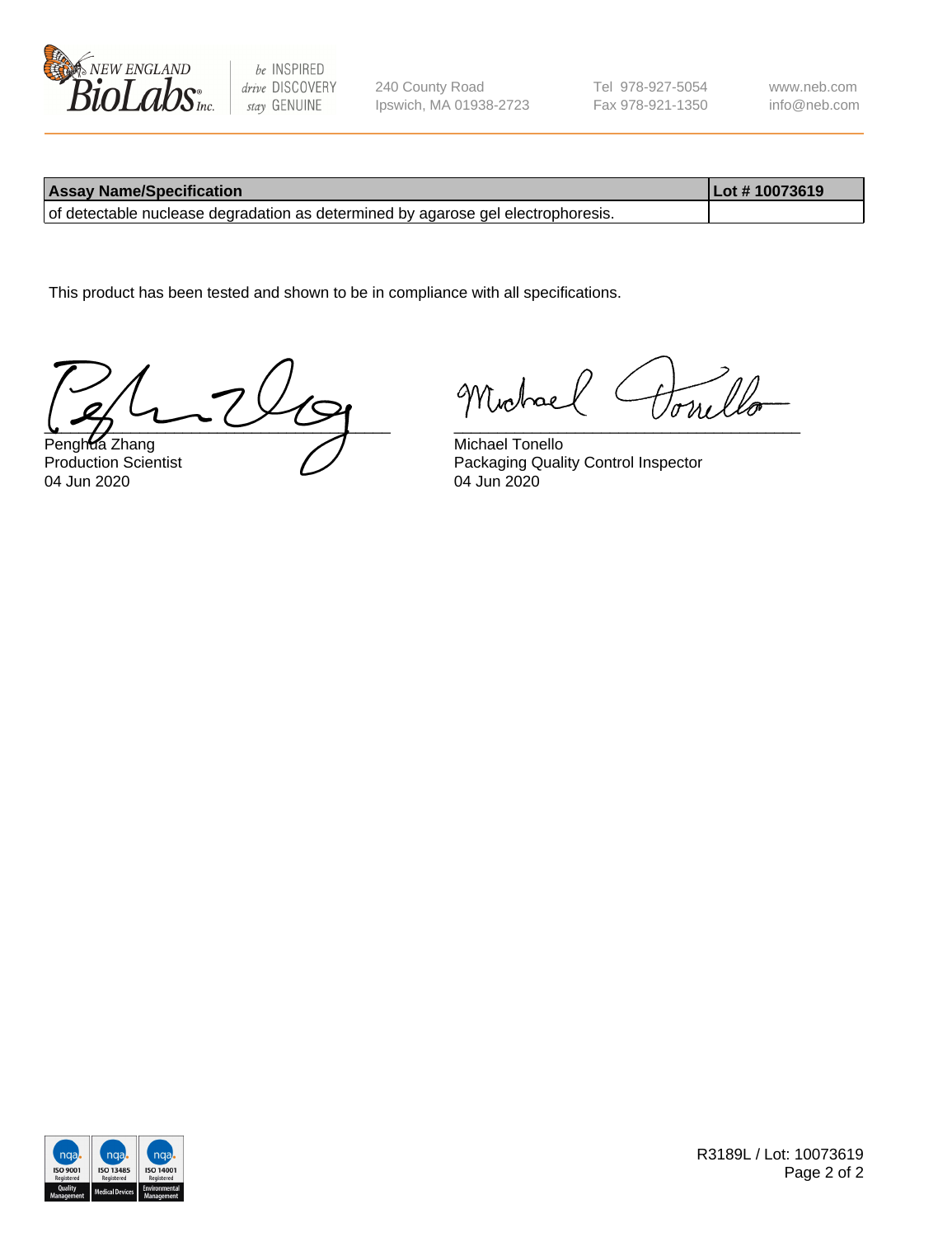| Assay Name/Specification | Lot # 10073619 |
| --- | --- |
| of detectable nuclease degradation as determined by agarose gel electrophoresis. | |

This product has been tested and shown to be in compliance with all specifications.

Penghua Zhang
Production Scientist
04 Jun 2020

Michael Tonello
Packaging Quality Control Inspector
04 Jun 2020

R3189L / Lot: 10073619